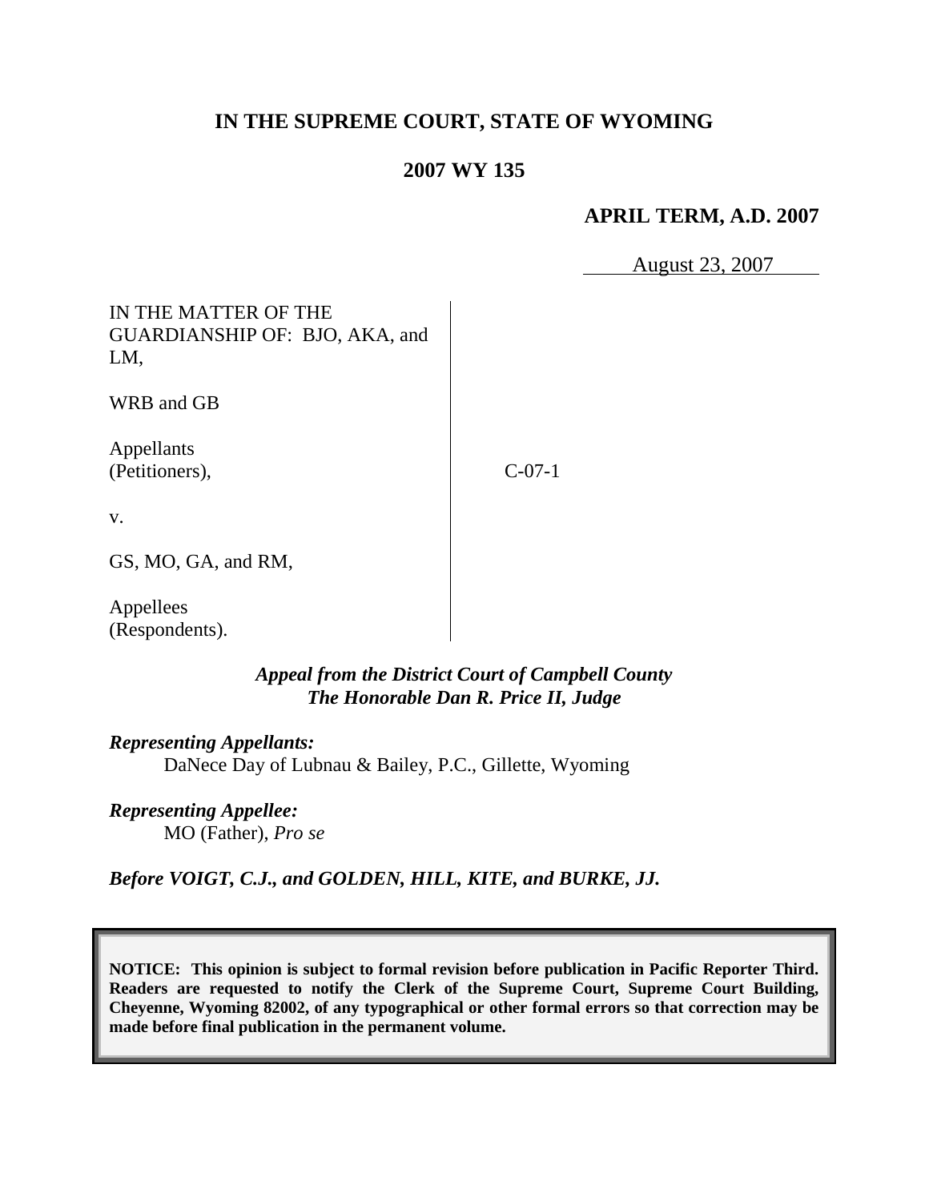**IN THE SUPREME COURT, STATE OF WYOMING**

**2007 WY 135**

**APRIL TERM, A.D. 2007**

August 23, 2007

IN THE MATTER OF THE GUARDIANSHIP OF: BJO, AKA, and LM,

WRB and GB

Appellants (Petitioners),

v.

GS, MO, GA, and RM,

Appellees (Respondents).

C-07-1

***Appeal from the District Court of Campbell County***
***The Honorable Dan R. Price II, Judge***

***Representing Appellants:***
DaNece Day of Lubnau & Bailey, P.C., Gillette, Wyoming

***Representing Appellee:***
MO (Father), *Pro se*

***Before VOIGT, C.J., and GOLDEN, HILL, KITE, and BURKE, JJ.***

**NOTICE: This opinion is subject to formal revision before publication in Pacific Reporter Third. Readers are requested to notify the Clerk of the Supreme Court, Supreme Court Building, Cheyenne, Wyoming 82002, of any typographical or other formal errors so that correction may be made before final publication in the permanent volume.**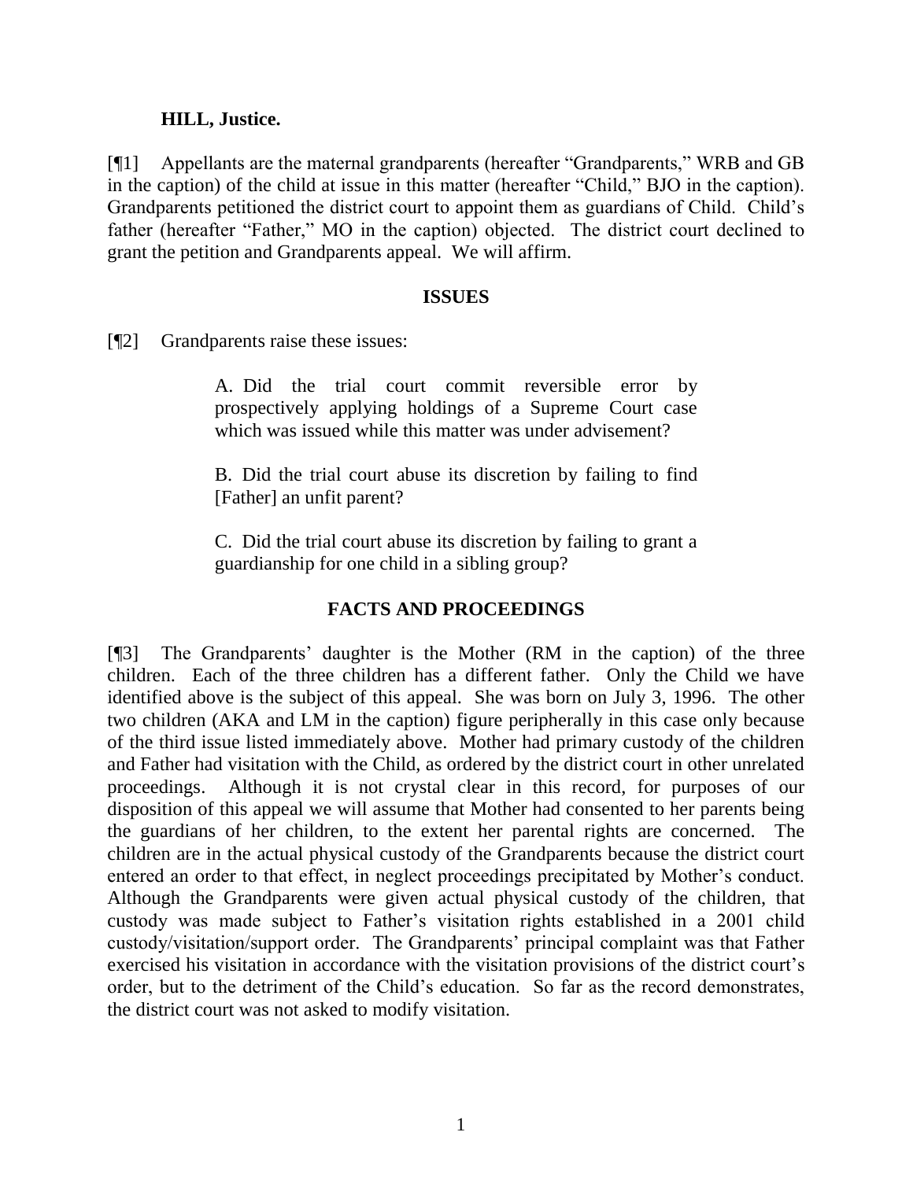**HILL, Justice.**

[¶1] Appellants are the maternal grandparents (hereafter "Grandparents," WRB and GB in the caption) of the child at issue in this matter (hereafter "Child," BJO in the caption). Grandparents petitioned the district court to appoint them as guardians of Child. Child's father (hereafter "Father," MO in the caption) objected. The district court declined to grant the petition and Grandparents appeal. We will affirm.

## ISSUES

[¶2] Grandparents raise these issues:

> A. Did the trial court commit reversible error by prospectively applying holdings of a Supreme Court case which was issued while this matter was under advisement?
>
> B. Did the trial court abuse its discretion by failing to find [Father] an unfit parent?
>
> C. Did the trial court abuse its discretion by failing to grant a guardianship for one child in a sibling group?

## FACTS AND PROCEEDINGS

[¶3] The Grandparents' daughter is the Mother (RM in the caption) of the three children. Each of the three children has a different father. Only the Child we have identified above is the subject of this appeal. She was born on July 3, 1996. The other two children (AKA and LM in the caption) figure peripherally in this case only because of the third issue listed immediately above. Mother had primary custody of the children and Father had visitation with the Child, as ordered by the district court in other unrelated proceedings. Although it is not crystal clear in this record, for purposes of our disposition of this appeal we will assume that Mother had consented to her parents being the guardians of her children, to the extent her parental rights are concerned. The children are in the actual physical custody of the Grandparents because the district court entered an order to that effect, in neglect proceedings precipitated by Mother's conduct. Although the Grandparents were given actual physical custody of the children, that custody was made subject to Father's visitation rights established in a 2001 child custody/visitation/support order. The Grandparents' principal complaint was that Father exercised his visitation in accordance with the visitation provisions of the district court's order, but to the detriment of the Child's education. So far as the record demonstrates, the district court was not asked to modify visitation.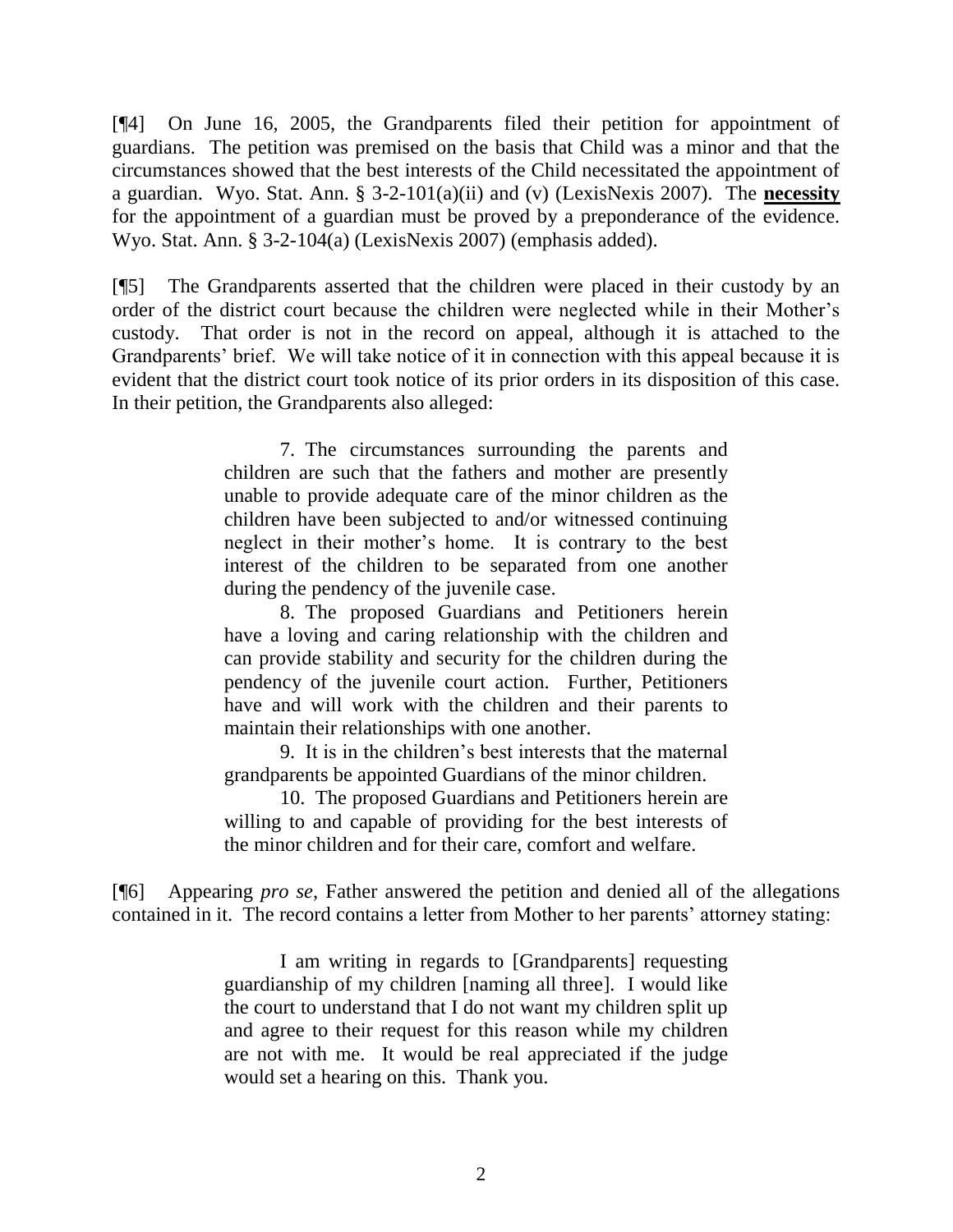[¶4] On June 16, 2005, the Grandparents filed their petition for appointment of guardians. The petition was premised on the basis that Child was a minor and that the circumstances showed that the best interests of the Child necessitated the appointment of a guardian. Wyo. Stat. Ann. § 3-2-101(a)(ii) and (v) (LexisNexis 2007). The **necessity** for the appointment of a guardian must be proved by a preponderance of the evidence. Wyo. Stat. Ann. § 3-2-104(a) (LexisNexis 2007) (emphasis added).

[¶5] The Grandparents asserted that the children were placed in their custody by an order of the district court because the children were neglected while in their Mother's custody. That order is not in the record on appeal, although it is attached to the Grandparents' brief. We will take notice of it in connection with this appeal because it is evident that the district court took notice of its prior orders in its disposition of this case. In their petition, the Grandparents also alleged:

> 7. The circumstances surrounding the parents and children are such that the fathers and mother are presently unable to provide adequate care of the minor children as the children have been subjected to and/or witnessed continuing neglect in their mother's home. It is contrary to the best interest of the children to be separated from one another during the pendency of the juvenile case.
>
> 8. The proposed Guardians and Petitioners herein have a loving and caring relationship with the children and can provide stability and security for the children during the pendency of the juvenile court action. Further, Petitioners have and will work with the children and their parents to maintain their relationships with one another.
>
> 9. It is in the children's best interests that the maternal grandparents be appointed Guardians of the minor children.
>
> 10. The proposed Guardians and Petitioners herein are willing to and capable of providing for the best interests of the minor children and for their care, comfort and welfare.

[¶6] Appearing *pro se*, Father answered the petition and denied all of the allegations contained in it. The record contains a letter from Mother to her parents' attorney stating:

> I am writing in regards to [Grandparents] requesting guardianship of my children [naming all three]. I would like the court to understand that I do not want my children split up and agree to their request for this reason while my children are not with me. It would be real appreciated if the judge would set a hearing on this. Thank you.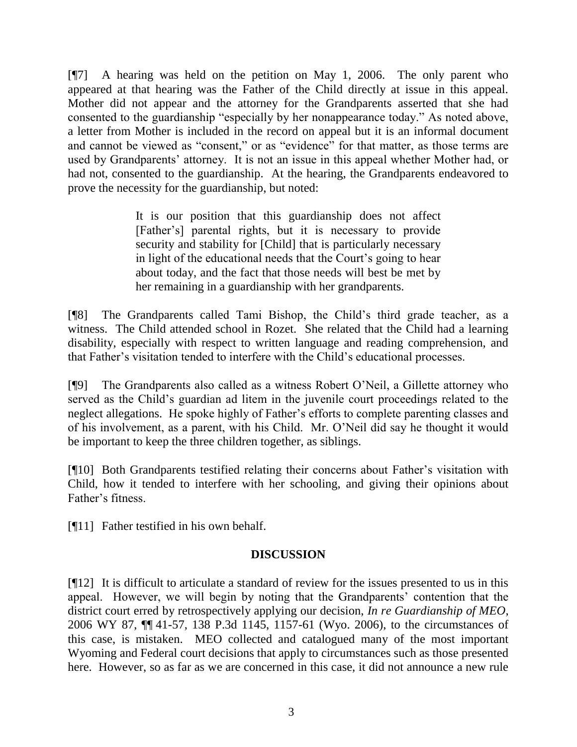[¶7] A hearing was held on the petition on May 1, 2006. The only parent who appeared at that hearing was the Father of the Child directly at issue in this appeal. Mother did not appear and the attorney for the Grandparents asserted that she had consented to the guardianship "especially by her nonappearance today." As noted above, a letter from Mother is included in the record on appeal but it is an informal document and cannot be viewed as "consent," or as "evidence" for that matter, as those terms are used by Grandparents' attorney. It is not an issue in this appeal whether Mother had, or had not, consented to the guardianship. At the hearing, the Grandparents endeavored to prove the necessity for the guardianship, but noted:

> It is our position that this guardianship does not affect [Father's] parental rights, but it is necessary to provide security and stability for [Child] that is particularly necessary in light of the educational needs that the Court's going to hear about today, and the fact that those needs will best be met by her remaining in a guardianship with her grandparents.

[¶8] The Grandparents called Tami Bishop, the Child's third grade teacher, as a witness. The Child attended school in Rozet. She related that the Child had a learning disability, especially with respect to written language and reading comprehension, and that Father's visitation tended to interfere with the Child's educational processes.

[¶9] The Grandparents also called as a witness Robert O'Neil, a Gillette attorney who served as the Child's guardian ad litem in the juvenile court proceedings related to the neglect allegations. He spoke highly of Father's efforts to complete parenting classes and of his involvement, as a parent, with his Child. Mr. O'Neil did say he thought it would be important to keep the three children together, as siblings.

[¶10] Both Grandparents testified relating their concerns about Father's visitation with Child, how it tended to interfere with her schooling, and giving their opinions about Father's fitness.

[¶11] Father testified in his own behalf.

## DISCUSSION

[¶12] It is difficult to articulate a standard of review for the issues presented to us in this appeal. However, we will begin by noting that the Grandparents' contention that the district court erred by retrospectively applying our decision, *In re Guardianship of MEO*, 2006 WY 87, ¶¶ 41-57, 138 P.3d 1145, 1157-61 (Wyo. 2006), to the circumstances of this case, is mistaken. MEO collected and catalogued many of the most important Wyoming and Federal court decisions that apply to circumstances such as those presented here. However, so as far as we are concerned in this case, it did not announce a new rule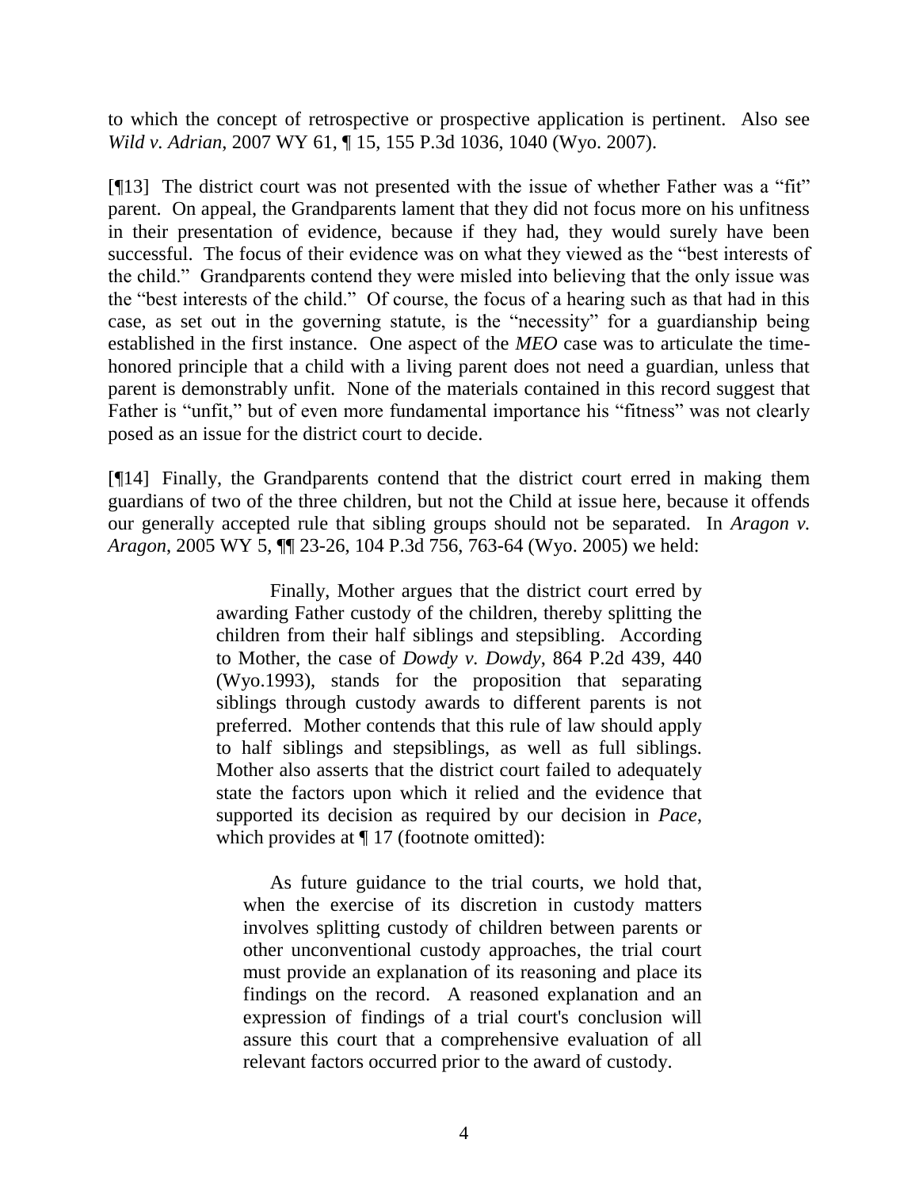to which the concept of retrospective or prospective application is pertinent. Also see *Wild v. Adrian*, 2007 WY 61, ¶ 15, 155 P.3d 1036, 1040 (Wyo. 2007).

[¶13] The district court was not presented with the issue of whether Father was a "fit" parent. On appeal, the Grandparents lament that they did not focus more on his unfitness in their presentation of evidence, because if they had, they would surely have been successful. The focus of their evidence was on what they viewed as the "best interests of the child." Grandparents contend they were misled into believing that the only issue was the "best interests of the child." Of course, the focus of a hearing such as that had in this case, as set out in the governing statute, is the "necessity" for a guardianship being established in the first instance. One aspect of the *MEO* case was to articulate the time-honored principle that a child with a living parent does not need a guardian, unless that parent is demonstrably unfit. None of the materials contained in this record suggest that Father is "unfit," but of even more fundamental importance his "fitness" was not clearly posed as an issue for the district court to decide.

[¶14] Finally, the Grandparents contend that the district court erred in making them guardians of two of the three children, but not the Child at issue here, because it offends our generally accepted rule that sibling groups should not be separated. In *Aragon v. Aragon*, 2005 WY 5, ¶¶ 23-26, 104 P.3d 756, 763-64 (Wyo. 2005) we held:

> Finally, Mother argues that the district court erred by awarding Father custody of the children, thereby splitting the children from their half siblings and stepsibling. According to Mother, the case of *Dowdy v. Dowdy*, 864 P.2d 439, 440 (Wyo.1993), stands for the proposition that separating siblings through custody awards to different parents is not preferred. Mother contends that this rule of law should apply to half siblings and stepsiblings, as well as full siblings. Mother also asserts that the district court failed to adequately state the factors upon which it relied and the evidence that supported its decision as required by our decision in *Pace*, which provides at ¶ 17 (footnote omitted):
>
>> As future guidance to the trial courts, we hold that, when the exercise of its discretion in custody matters involves splitting custody of children between parents or other unconventional custody approaches, the trial court must provide an explanation of its reasoning and place its findings on the record. A reasoned explanation and an expression of findings of a trial court's conclusion will assure this court that a comprehensive evaluation of all relevant factors occurred prior to the award of custody.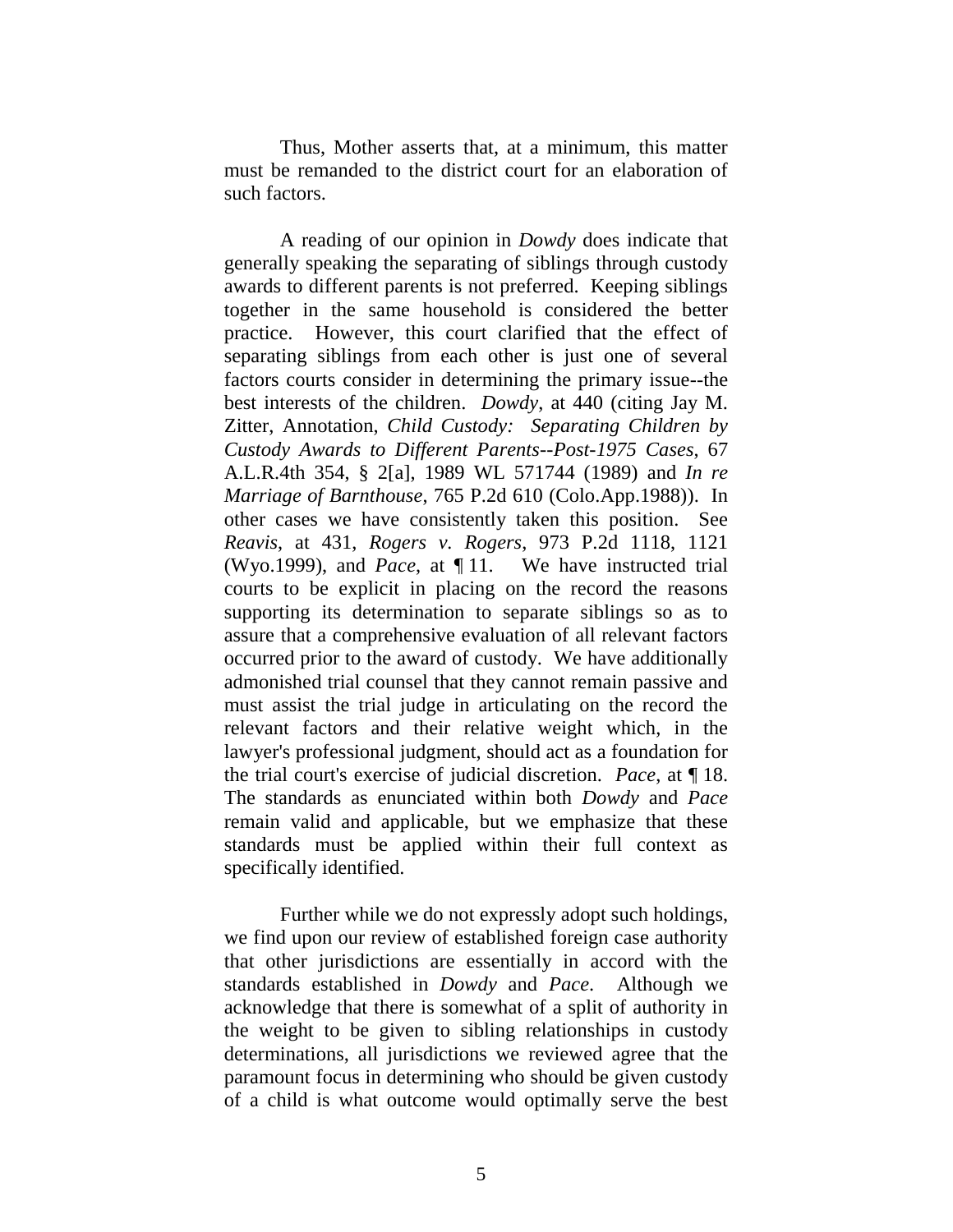Thus, Mother asserts that, at a minimum, this matter must be remanded to the district court for an elaboration of such factors.

A reading of our opinion in *Dowdy* does indicate that generally speaking the separating of siblings through custody awards to different parents is not preferred. Keeping siblings together in the same household is considered the better practice. However, this court clarified that the effect of separating siblings from each other is just one of several factors courts consider in determining the primary issue--the best interests of the children. *Dowdy*, at 440 (citing Jay M. Zitter, Annotation, *Child Custody: Separating Children by Custody Awards to Different Parents--Post-1975 Cases*, 67 A.L.R.4th 354, § 2[a], 1989 WL 571744 (1989) and *In re Marriage of Barnthouse*, 765 P.2d 610 (Colo.App.1988)). In other cases we have consistently taken this position. See *Reavis*, at 431, *Rogers v. Rogers*, 973 P.2d 1118, 1121 (Wyo.1999), and *Pace*, at ¶ 11. We have instructed trial courts to be explicit in placing on the record the reasons supporting its determination to separate siblings so as to assure that a comprehensive evaluation of all relevant factors occurred prior to the award of custody. We have additionally admonished trial counsel that they cannot remain passive and must assist the trial judge in articulating on the record the relevant factors and their relative weight which, in the lawyer's professional judgment, should act as a foundation for the trial court's exercise of judicial discretion. *Pace*, at ¶ 18. The standards as enunciated within both *Dowdy* and *Pace* remain valid and applicable, but we emphasize that these standards must be applied within their full context as specifically identified.

Further while we do not expressly adopt such holdings, we find upon our review of established foreign case authority that other jurisdictions are essentially in accord with the standards established in *Dowdy* and *Pace*. Although we acknowledge that there is somewhat of a split of authority in the weight to be given to sibling relationships in custody determinations, all jurisdictions we reviewed agree that the paramount focus in determining who should be given custody of a child is what outcome would optimally serve the best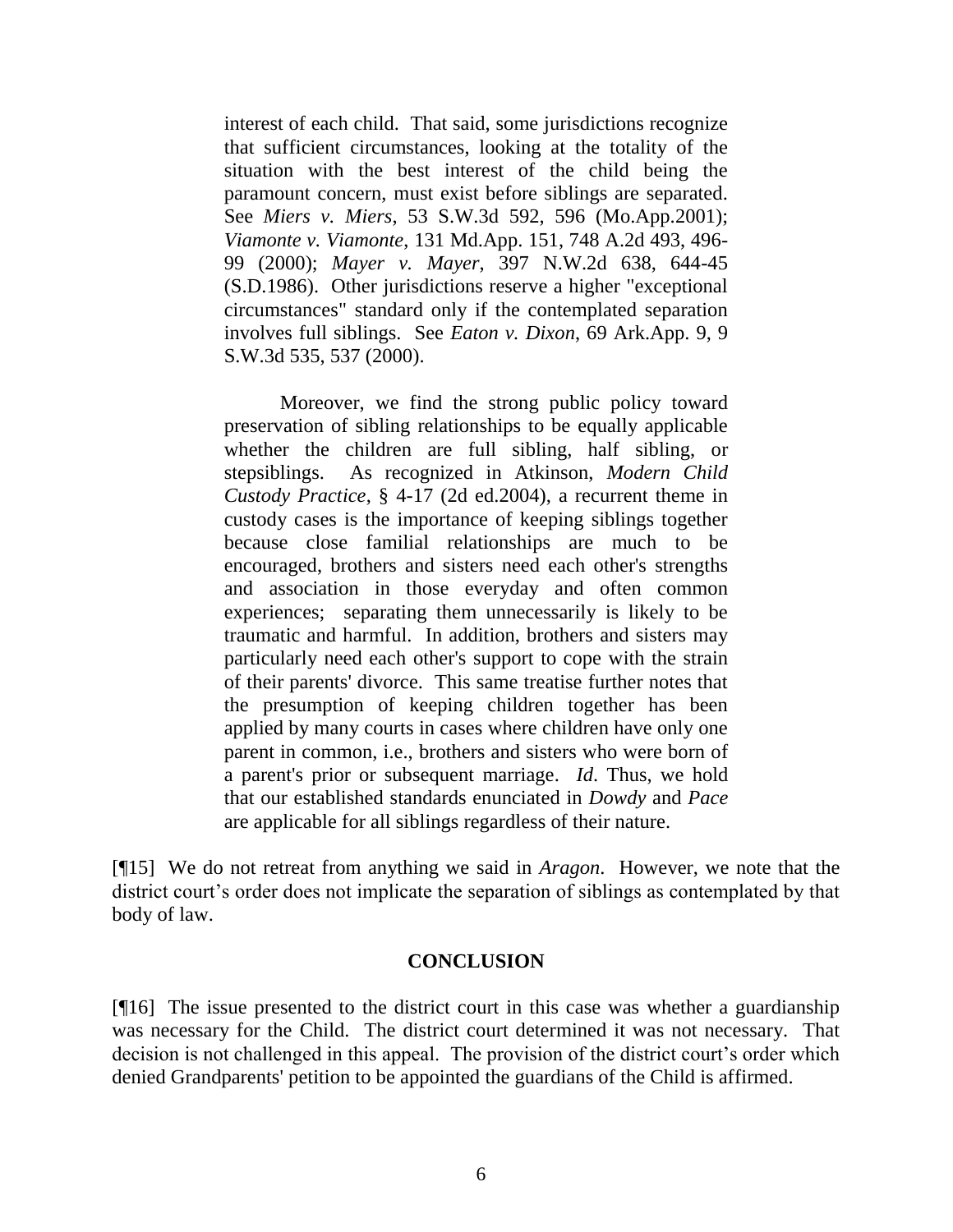> interest of each child. That said, some jurisdictions recognize that sufficient circumstances, looking at the totality of the situation with the best interest of the child being the paramount concern, must exist before siblings are separated. See *Miers v. Miers*, 53 S.W.3d 592, 596 (Mo.App.2001); *Viamonte v. Viamonte*, 131 Md.App. 151, 748 A.2d 493, 496-99 (2000); *Mayer v. Mayer*, 397 N.W.2d 638, 644-45 (S.D.1986). Other jurisdictions reserve a higher "exceptional circumstances" standard only if the contemplated separation involves full siblings. See *Eaton v. Dixon*, 69 Ark.App. 9, 9 S.W.3d 535, 537 (2000).
>
> Moreover, we find the strong public policy toward preservation of sibling relationships to be equally applicable whether the children are full sibling, half sibling, or stepsiblings. As recognized in Atkinson, *Modern Child Custody Practice*, § 4-17 (2d ed.2004), a recurrent theme in custody cases is the importance of keeping siblings together because close familial relationships are much to be encouraged, brothers and sisters need each other's strengths and association in those everyday and often common experiences; separating them unnecessarily is likely to be traumatic and harmful. In addition, brothers and sisters may particularly need each other's support to cope with the strain of their parents' divorce. This same treatise further notes that the presumption of keeping children together has been applied by many courts in cases where children have only one parent in common, i.e., brothers and sisters who were born of a parent's prior or subsequent marriage. *Id*. Thus, we hold that our established standards enunciated in *Dowdy* and *Pace* are applicable for all siblings regardless of their nature.

[¶15] We do not retreat from anything we said in *Aragon*. However, we note that the district court's order does not implicate the separation of siblings as contemplated by that body of law.

## CONCLUSION

[¶16] The issue presented to the district court in this case was whether a guardianship was necessary for the Child. The district court determined it was not necessary. That decision is not challenged in this appeal. The provision of the district court's order which denied Grandparents' petition to be appointed the guardians of the Child is affirmed.